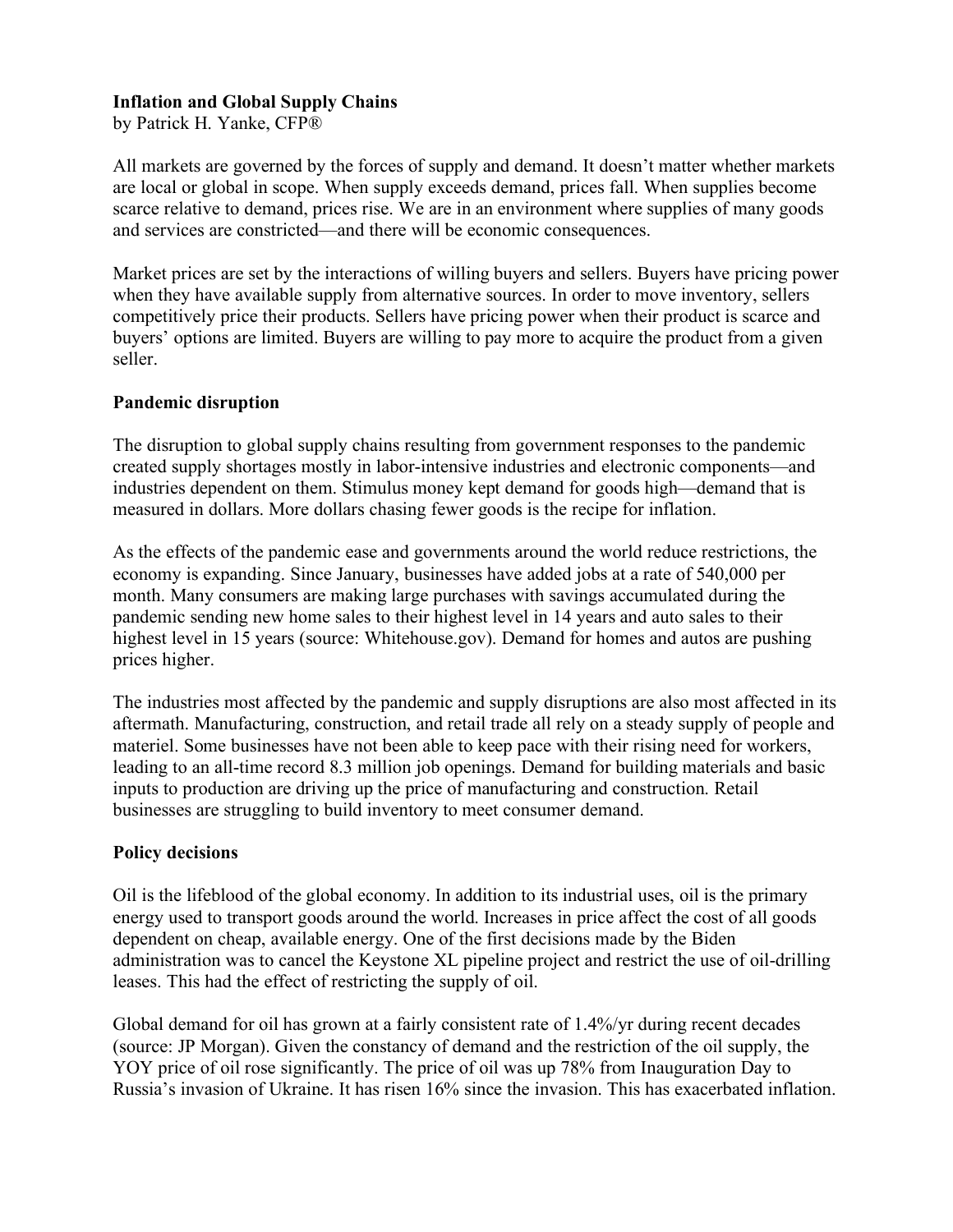**Inflation and Global Supply Chains**
by Patrick H. Yanke, CFP®

All markets are governed by the forces of supply and demand. It doesn't matter whether markets are local or global in scope. When supply exceeds demand, prices fall. When supplies become scarce relative to demand, prices rise. We are in an environment where supplies of many goods and services are constricted—and there will be economic consequences.

Market prices are set by the interactions of willing buyers and sellers. Buyers have pricing power when they have available supply from alternative sources. In order to move inventory, sellers competitively price their products. Sellers have pricing power when their product is scarce and buyers' options are limited. Buyers are willing to pay more to acquire the product from a given seller.

**Pandemic disruption**

The disruption to global supply chains resulting from government responses to the pandemic created supply shortages mostly in labor-intensive industries and electronic components—and industries dependent on them. Stimulus money kept demand for goods high—demand that is measured in dollars. More dollars chasing fewer goods is the recipe for inflation.

As the effects of the pandemic ease and governments around the world reduce restrictions, the economy is expanding. Since January, businesses have added jobs at a rate of 540,000 per month. Many consumers are making large purchases with savings accumulated during the pandemic sending new home sales to their highest level in 14 years and auto sales to their highest level in 15 years (source: Whitehouse.gov). Demand for homes and autos are pushing prices higher.

The industries most affected by the pandemic and supply disruptions are also most affected in its aftermath. Manufacturing, construction, and retail trade all rely on a steady supply of people and materiel. Some businesses have not been able to keep pace with their rising need for workers, leading to an all-time record 8.3 million job openings. Demand for building materials and basic inputs to production are driving up the price of manufacturing and construction. Retail businesses are struggling to build inventory to meet consumer demand.

**Policy decisions**

Oil is the lifeblood of the global economy. In addition to its industrial uses, oil is the primary energy used to transport goods around the world. Increases in price affect the cost of all goods dependent on cheap, available energy. One of the first decisions made by the Biden administration was to cancel the Keystone XL pipeline project and restrict the use of oil-drilling leases. This had the effect of restricting the supply of oil.

Global demand for oil has grown at a fairly consistent rate of 1.4%/yr during recent decades (source: JP Morgan). Given the constancy of demand and the restriction of the oil supply, the YOY price of oil rose significantly. The price of oil was up 78% from Inauguration Day to Russia's invasion of Ukraine. It has risen 16% since the invasion. This has exacerbated inflation.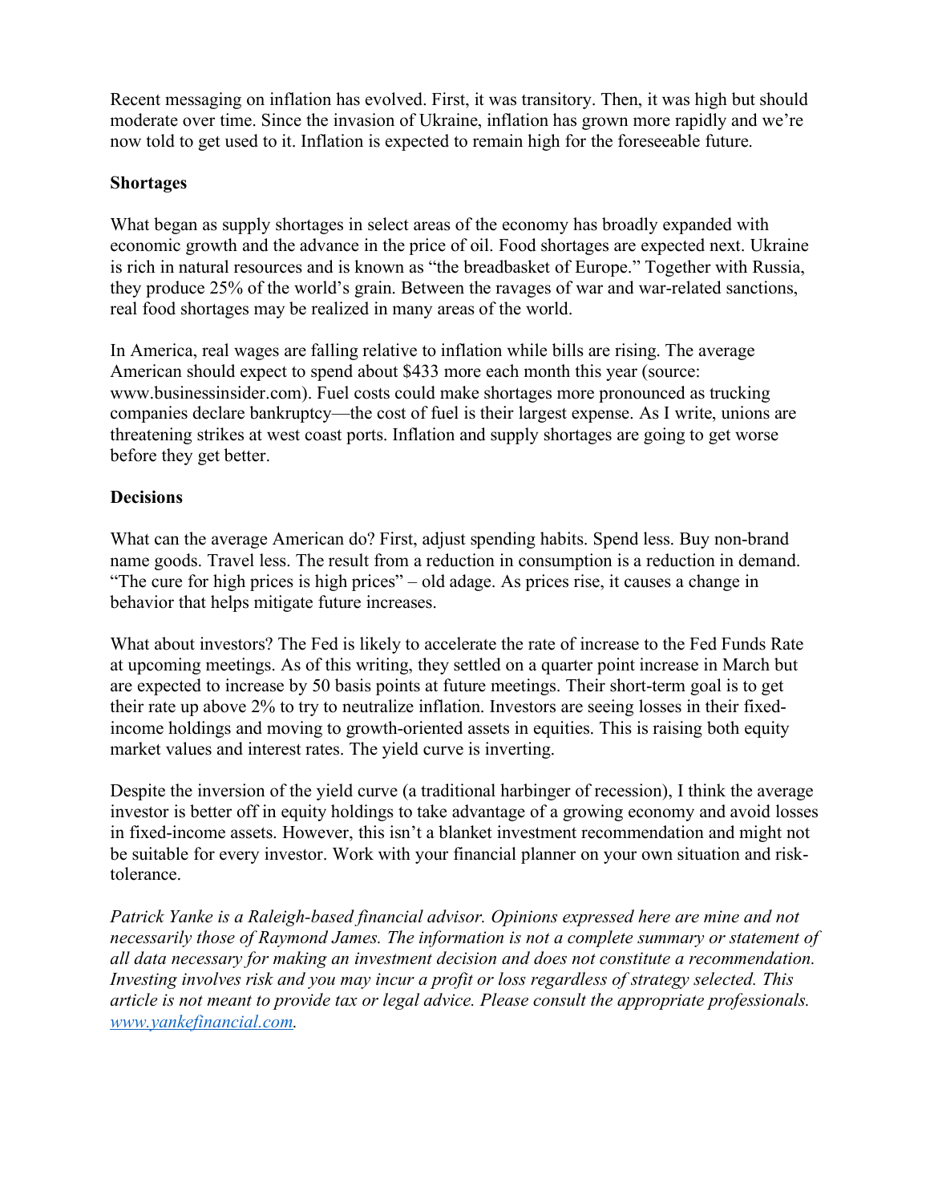Recent messaging on inflation has evolved. First, it was transitory. Then, it was high but should moderate over time. Since the invasion of Ukraine, inflation has grown more rapidly and we're now told to get used to it. Inflation is expected to remain high for the foreseeable future.

**Shortages**

What began as supply shortages in select areas of the economy has broadly expanded with economic growth and the advance in the price of oil. Food shortages are expected next. Ukraine is rich in natural resources and is known as "the breadbasket of Europe." Together with Russia, they produce 25% of the world's grain. Between the ravages of war and war-related sanctions, real food shortages may be realized in many areas of the world.

In America, real wages are falling relative to inflation while bills are rising. The average American should expect to spend about $433 more each month this year (source: www.businessinsider.com). Fuel costs could make shortages more pronounced as trucking companies declare bankruptcy—the cost of fuel is their largest expense. As I write, unions are threatening strikes at west coast ports. Inflation and supply shortages are going to get worse before they get better.

**Decisions**

What can the average American do? First, adjust spending habits. Spend less. Buy non-brand name goods. Travel less. The result from a reduction in consumption is a reduction in demand. "The cure for high prices is high prices" – old adage. As prices rise, it causes a change in behavior that helps mitigate future increases.

What about investors? The Fed is likely to accelerate the rate of increase to the Fed Funds Rate at upcoming meetings. As of this writing, they settled on a quarter point increase in March but are expected to increase by 50 basis points at future meetings. Their short-term goal is to get their rate up above 2% to try to neutralize inflation. Investors are seeing losses in their fixed-income holdings and moving to growth-oriented assets in equities. This is raising both equity market values and interest rates. The yield curve is inverting.

Despite the inversion of the yield curve (a traditional harbinger of recession), I think the average investor is better off in equity holdings to take advantage of a growing economy and avoid losses in fixed-income assets. However, this isn't a blanket investment recommendation and might not be suitable for every investor. Work with your financial planner on your own situation and risk-tolerance.

*Patrick Yanke is a Raleigh-based financial advisor. Opinions expressed here are mine and not necessarily those of Raymond James. The information is not a complete summary or statement of all data necessary for making an investment decision and does not constitute a recommendation. Investing involves risk and you may incur a profit or loss regardless of strategy selected. This article is not meant to provide tax or legal advice. Please consult the appropriate professionals. [www.yankefinancial.com](http://www.yankefinancial.com).*